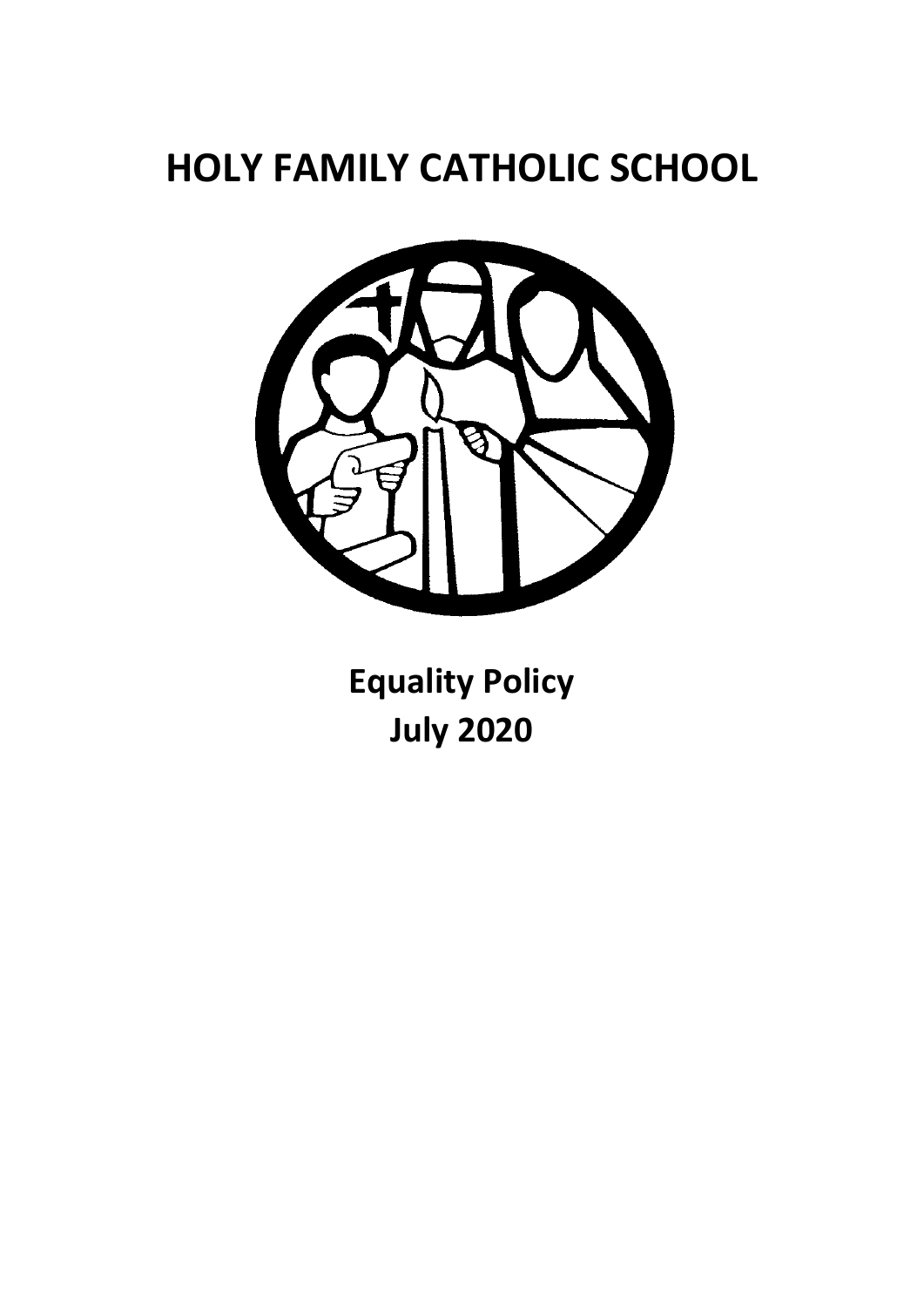# HOLY FAMILY CATHOLIC SCHOOL

**Equality Policy**
**July 2020**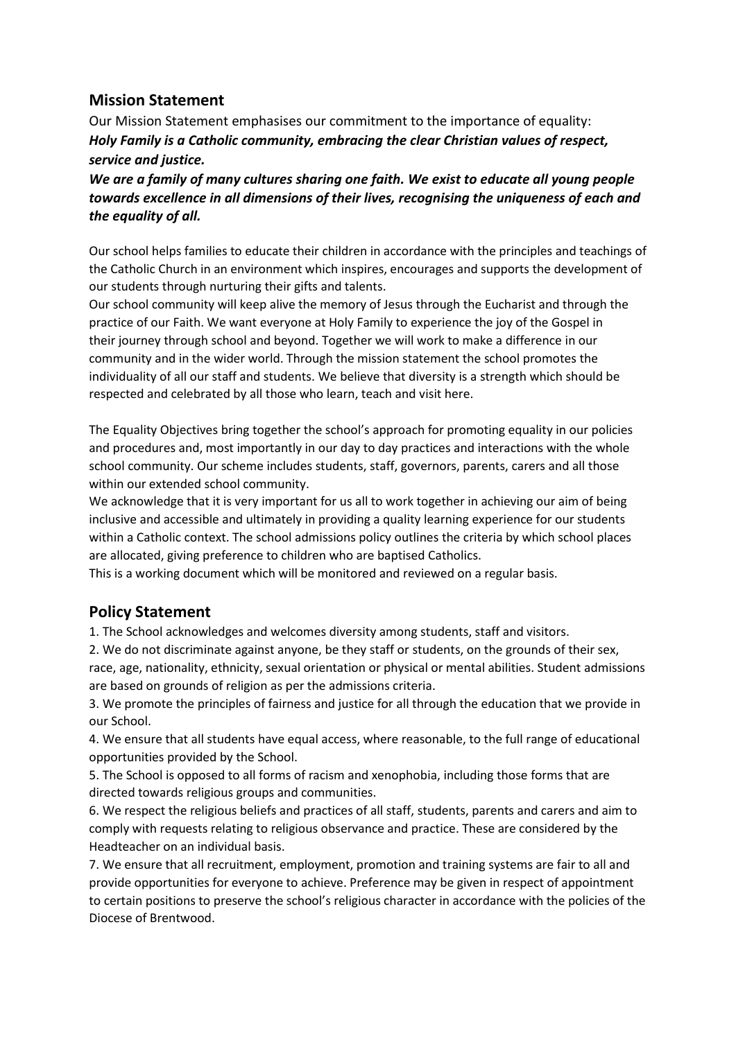## Mission Statement

Our Mission Statement emphasises our commitment to the importance of equality:
***Holy Family is a Catholic community, embracing the clear Christian values of respect, service and justice.***
***We are a family of many cultures sharing one faith. We exist to educate all young people towards excellence in all dimensions of their lives, recognising the uniqueness of each and the equality of all.***

Our school helps families to educate their children in accordance with the principles and teachings of the Catholic Church in an environment which inspires, encourages and supports the development of our students through nurturing their gifts and talents.
Our school community will keep alive the memory of Jesus through the Eucharist and through the practice of our Faith. We want everyone at Holy Family to experience the joy of the Gospel in their journey through school and beyond. Together we will work to make a difference in our community and in the wider world. Through the mission statement the school promotes the individuality of all our staff and students. We believe that diversity is a strength which should be respected and celebrated by all those who learn, teach and visit here.

The Equality Objectives bring together the school's approach for promoting equality in our policies and procedures and, most importantly in our day to day practices and interactions with the whole school community. Our scheme includes students, staff, governors, parents, carers and all those within our extended school community.
We acknowledge that it is very important for us all to work together in achieving our aim of being inclusive and accessible and ultimately in providing a quality learning experience for our students within a Catholic context. The school admissions policy outlines the criteria by which school places are allocated, giving preference to children who are baptised Catholics.
This is a working document which will be monitored and reviewed on a regular basis.

## Policy Statement

1. The School acknowledges and welcomes diversity among students, staff and visitors.
2. We do not discriminate against anyone, be they staff or students, on the grounds of their sex, race, age, nationality, ethnicity, sexual orientation or physical or mental abilities. Student admissions are based on grounds of religion as per the admissions criteria.
3. We promote the principles of fairness and justice for all through the education that we provide in our School.
4. We ensure that all students have equal access, where reasonable, to the full range of educational opportunities provided by the School.
5. The School is opposed to all forms of racism and xenophobia, including those forms that are directed towards religious groups and communities.
6. We respect the religious beliefs and practices of all staff, students, parents and carers and aim to comply with requests relating to religious observance and practice. These are considered by the Headteacher on an individual basis.
7. We ensure that all recruitment, employment, promotion and training systems are fair to all and provide opportunities for everyone to achieve. Preference may be given in respect of appointment to certain positions to preserve the school's religious character in accordance with the policies of the Diocese of Brentwood.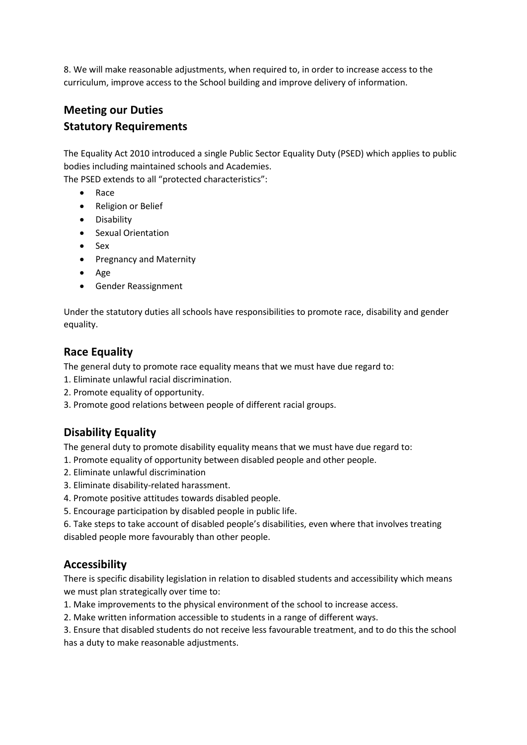8. We will make reasonable adjustments, when required to, in order to increase access to the curriculum, improve access to the School building and improve delivery of information.

## Meeting our Duties

## Statutory Requirements

The Equality Act 2010 introduced a single Public Sector Equality Duty (PSED) which applies to public bodies including maintained schools and Academies.
The PSED extends to all "protected characteristics":

- Race
- Religion or Belief
- Disability
- Sexual Orientation
- Sex
- Pregnancy and Maternity
- Age
- Gender Reassignment

Under the statutory duties all schools have responsibilities to promote race, disability and gender equality.

## Race Equality

The general duty to promote race equality means that we must have due regard to:

1. Eliminate unlawful racial discrimination.
2. Promote equality of opportunity.
3. Promote good relations between people of different racial groups.

## Disability Equality

The general duty to promote disability equality means that we must have due regard to:

1. Promote equality of opportunity between disabled people and other people.
2. Eliminate unlawful discrimination
3. Eliminate disability-related harassment.
4. Promote positive attitudes towards disabled people.
5. Encourage participation by disabled people in public life.
6. Take steps to take account of disabled people's disabilities, even where that involves treating disabled people more favourably than other people.

## Accessibility

There is specific disability legislation in relation to disabled students and accessibility which means we must plan strategically over time to:

1. Make improvements to the physical environment of the school to increase access.
2. Make written information accessible to students in a range of different ways.
3. Ensure that disabled students do not receive less favourable treatment, and to do this the school has a duty to make reasonable adjustments.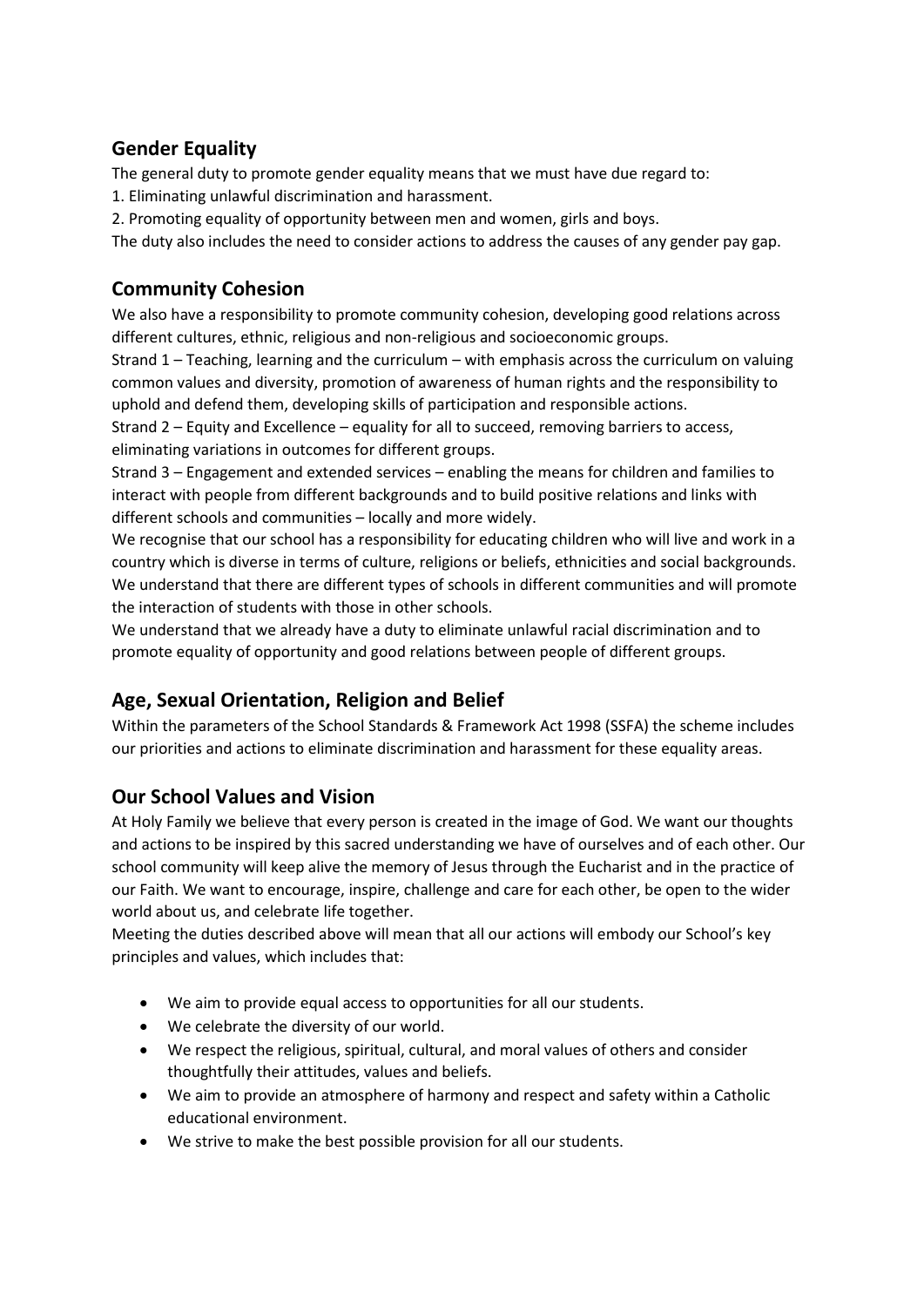## Gender Equality

The general duty to promote gender equality means that we must have due regard to:

1. Eliminating unlawful discrimination and harassment.
2. Promoting equality of opportunity between men and women, girls and boys.

The duty also includes the need to consider actions to address the causes of any gender pay gap.

## Community Cohesion

We also have a responsibility to promote community cohesion, developing good relations across different cultures, ethnic, religious and non-religious and socioeconomic groups.

Strand 1 – Teaching, learning and the curriculum – with emphasis across the curriculum on valuing common values and diversity, promotion of awareness of human rights and the responsibility to uphold and defend them, developing skills of participation and responsible actions.

Strand 2 – Equity and Excellence – equality for all to succeed, removing barriers to access, eliminating variations in outcomes for different groups.

Strand 3 – Engagement and extended services – enabling the means for children and families to interact with people from different backgrounds and to build positive relations and links with different schools and communities – locally and more widely.

We recognise that our school has a responsibility for educating children who will live and work in a country which is diverse in terms of culture, religions or beliefs, ethnicities and social backgrounds. We understand that there are different types of schools in different communities and will promote the interaction of students with those in other schools.

We understand that we already have a duty to eliminate unlawful racial discrimination and to promote equality of opportunity and good relations between people of different groups.

## Age, Sexual Orientation, Religion and Belief

Within the parameters of the School Standards & Framework Act 1998 (SSFA) the scheme includes our priorities and actions to eliminate discrimination and harassment for these equality areas.

## Our School Values and Vision

At Holy Family we believe that every person is created in the image of God. We want our thoughts and actions to be inspired by this sacred understanding we have of ourselves and of each other. Our school community will keep alive the memory of Jesus through the Eucharist and in the practice of our Faith. We want to encourage, inspire, challenge and care for each other, be open to the wider world about us, and celebrate life together.

Meeting the duties described above will mean that all our actions will embody our School's key principles and values, which includes that:

- We aim to provide equal access to opportunities for all our students.
- We celebrate the diversity of our world.
- We respect the religious, spiritual, cultural, and moral values of others and consider thoughtfully their attitudes, values and beliefs.
- We aim to provide an atmosphere of harmony and respect and safety within a Catholic educational environment.
- We strive to make the best possible provision for all our students.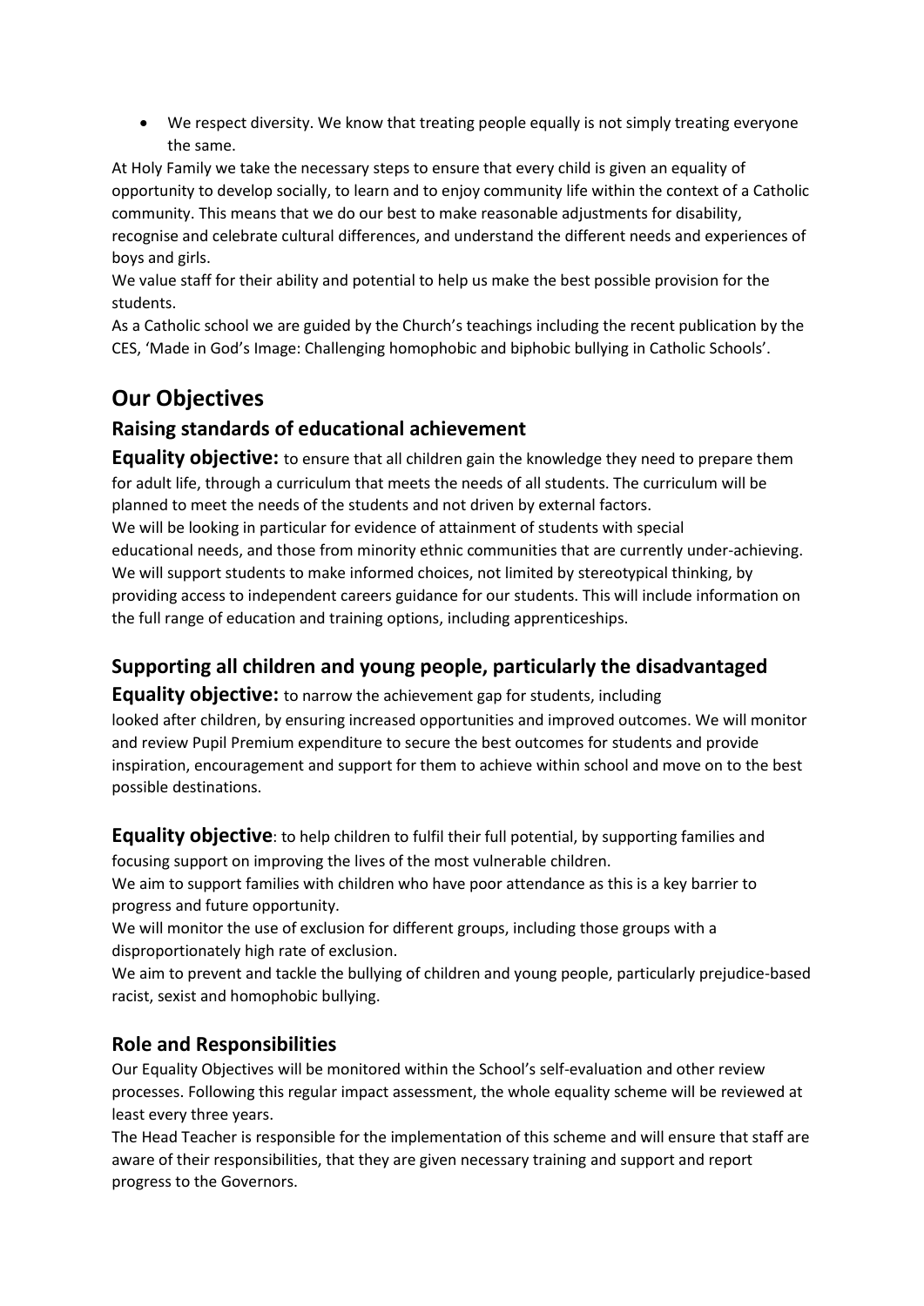- We respect diversity. We know that treating people equally is not simply treating everyone the same.

At Holy Family we take the necessary steps to ensure that every child is given an equality of opportunity to develop socially, to learn and to enjoy community life within the context of a Catholic community. This means that we do our best to make reasonable adjustments for disability, recognise and celebrate cultural differences, and understand the different needs and experiences of boys and girls.

We value staff for their ability and potential to help us make the best possible provision for the students.

As a Catholic school we are guided by the Church's teachings including the recent publication by the CES, 'Made in God's Image: Challenging homophobic and biphobic bullying in Catholic Schools'.

# Our Objectives

## Raising standards of educational achievement

**Equality objective:** to ensure that all children gain the knowledge they need to prepare them for adult life, through a curriculum that meets the needs of all students. The curriculum will be planned to meet the needs of the students and not driven by external factors.

We will be looking in particular for evidence of attainment of students with special educational needs, and those from minority ethnic communities that are currently under-achieving.

We will support students to make informed choices, not limited by stereotypical thinking, by providing access to independent careers guidance for our students. This will include information on the full range of education and training options, including apprenticeships.

## Supporting all children and young people, particularly the disadvantaged

**Equality objective:** to narrow the achievement gap for students, including looked after children, by ensuring increased opportunities and improved outcomes. We will monitor and review Pupil Premium expenditure to secure the best outcomes for students and provide inspiration, encouragement and support for them to achieve within school and move on to the best possible destinations.

**Equality objective**: to help children to fulfil their full potential, by supporting families and focusing support on improving the lives of the most vulnerable children.

We aim to support families with children who have poor attendance as this is a key barrier to progress and future opportunity.

We will monitor the use of exclusion for different groups, including those groups with a disproportionately high rate of exclusion.

We aim to prevent and tackle the bullying of children and young people, particularly prejudice-based racist, sexist and homophobic bullying.

## Role and Responsibilities

Our Equality Objectives will be monitored within the School's self-evaluation and other review processes. Following this regular impact assessment, the whole equality scheme will be reviewed at least every three years.

The Head Teacher is responsible for the implementation of this scheme and will ensure that staff are aware of their responsibilities, that they are given necessary training and support and report progress to the Governors.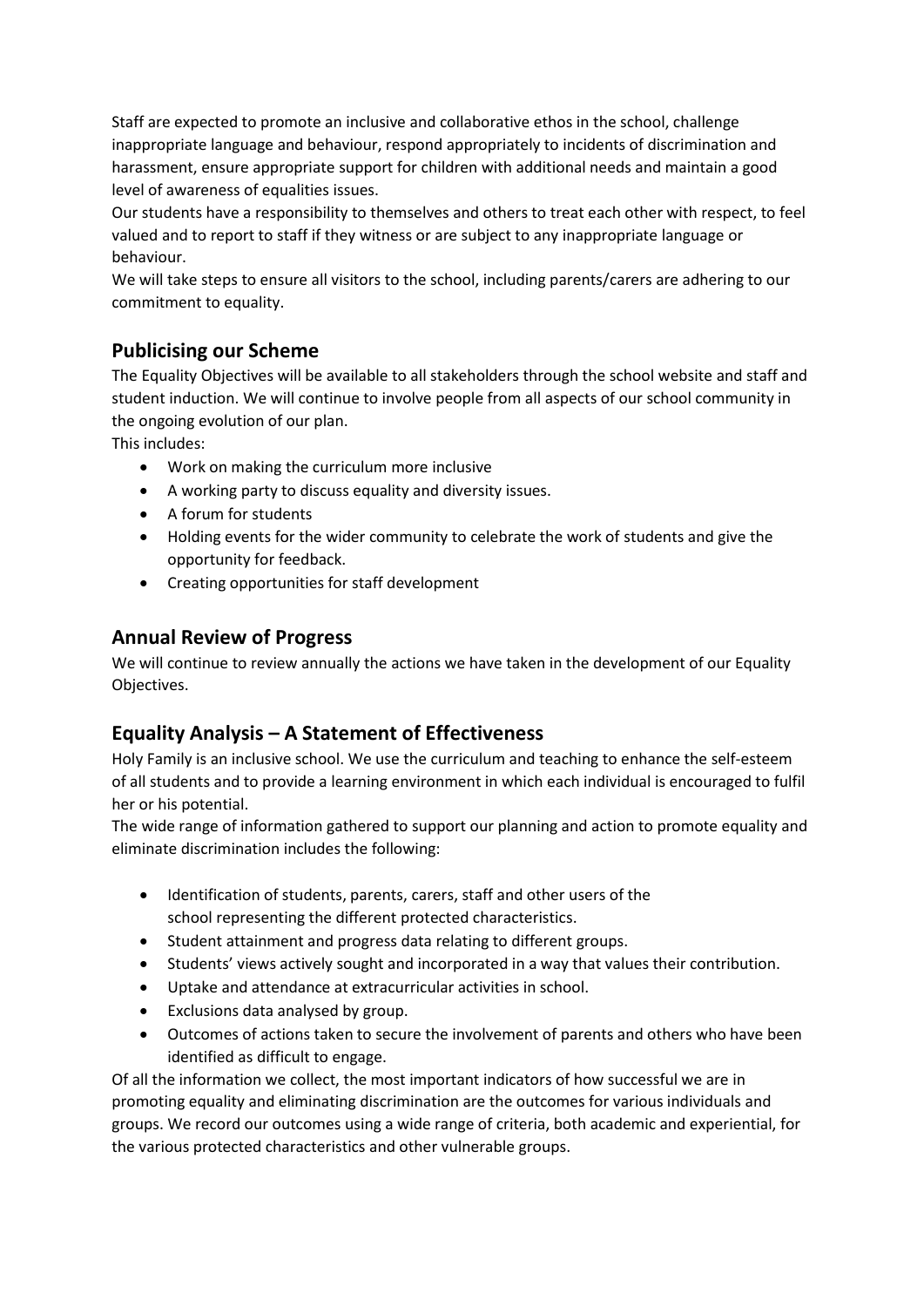Staff are expected to promote an inclusive and collaborative ethos in the school, challenge inappropriate language and behaviour, respond appropriately to incidents of discrimination and harassment, ensure appropriate support for children with additional needs and maintain a good level of awareness of equalities issues.

Our students have a responsibility to themselves and others to treat each other with respect, to feel valued and to report to staff if they witness or are subject to any inappropriate language or behaviour.

We will take steps to ensure all visitors to the school, including parents/carers are adhering to our commitment to equality.

## Publicising our Scheme

The Equality Objectives will be available to all stakeholders through the school website and staff and student induction. We will continue to involve people from all aspects of our school community in the ongoing evolution of our plan.

This includes:

- Work on making the curriculum more inclusive
- A working party to discuss equality and diversity issues.
- A forum for students
- Holding events for the wider community to celebrate the work of students and give the opportunity for feedback.
- Creating opportunities for staff development

## Annual Review of Progress

We will continue to review annually the actions we have taken in the development of our Equality Objectives.

## Equality Analysis – A Statement of Effectiveness

Holy Family is an inclusive school. We use the curriculum and teaching to enhance the self-esteem of all students and to provide a learning environment in which each individual is encouraged to fulfil her or his potential.

The wide range of information gathered to support our planning and action to promote equality and eliminate discrimination includes the following:

- Identification of students, parents, carers, staff and other users of the school representing the different protected characteristics.
- Student attainment and progress data relating to different groups.
- Students' views actively sought and incorporated in a way that values their contribution.
- Uptake and attendance at extracurricular activities in school.
- Exclusions data analysed by group.
- Outcomes of actions taken to secure the involvement of parents and others who have been identified as difficult to engage.

Of all the information we collect, the most important indicators of how successful we are in promoting equality and eliminating discrimination are the outcomes for various individuals and groups. We record our outcomes using a wide range of criteria, both academic and experiential, for the various protected characteristics and other vulnerable groups.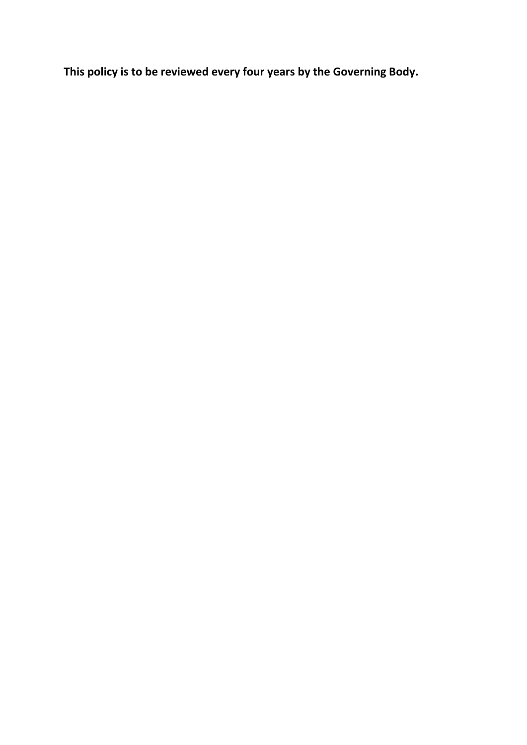**This policy is to be reviewed every four years by the Governing Body.**